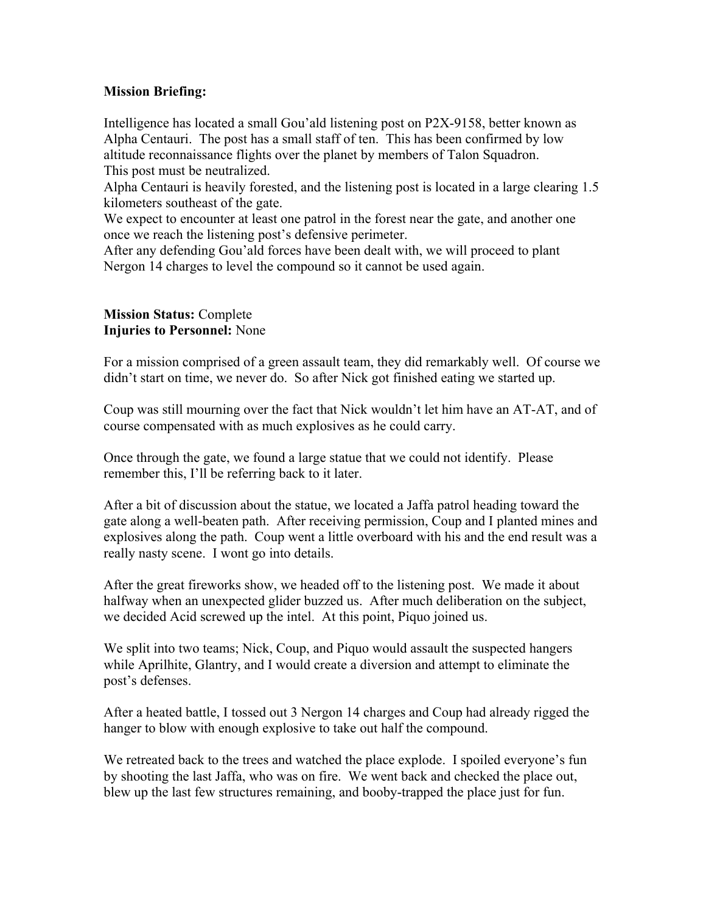**Mission Briefing:**

Intelligence has located a small Gou'ald listening post on P2X-9158, better known as Alpha Centauri. The post has a small staff of ten. This has been confirmed by low altitude reconnaissance flights over the planet by members of Talon Squadron.
This post must be neutralized.
Alpha Centauri is heavily forested, and the listening post is located in a large clearing 1.5 kilometers southeast of the gate.
We expect to encounter at least one patrol in the forest near the gate, and another one once we reach the listening post's defensive perimeter.
After any defending Gou'ald forces have been dealt with, we will proceed to plant Nergon 14 charges to level the compound so it cannot be used again.

**Mission Status:** Complete
**Injuries to Personnel:** None

For a mission comprised of a green assault team, they did remarkably well. Of course we didn't start on time, we never do. So after Nick got finished eating we started up.

Coup was still mourning over the fact that Nick wouldn't let him have an AT-AT, and of course compensated with as much explosives as he could carry.

Once through the gate, we found a large statue that we could not identify. Please remember this, I'll be referring back to it later.

After a bit of discussion about the statue, we located a Jaffa patrol heading toward the gate along a well-beaten path. After receiving permission, Coup and I planted mines and explosives along the path. Coup went a little overboard with his and the end result was a really nasty scene. I wont go into details.

After the great fireworks show, we headed off to the listening post. We made it about halfway when an unexpected glider buzzed us. After much deliberation on the subject, we decided Acid screwed up the intel. At this point, Piquo joined us.

We split into two teams; Nick, Coup, and Piquo would assault the suspected hangers while Aprilhite, Glantry, and I would create a diversion and attempt to eliminate the post's defenses.

After a heated battle, I tossed out 3 Nergon 14 charges and Coup had already rigged the hanger to blow with enough explosive to take out half the compound.

We retreated back to the trees and watched the place explode. I spoiled everyone's fun by shooting the last Jaffa, who was on fire. We went back and checked the place out, blew up the last few structures remaining, and booby-trapped the place just for fun.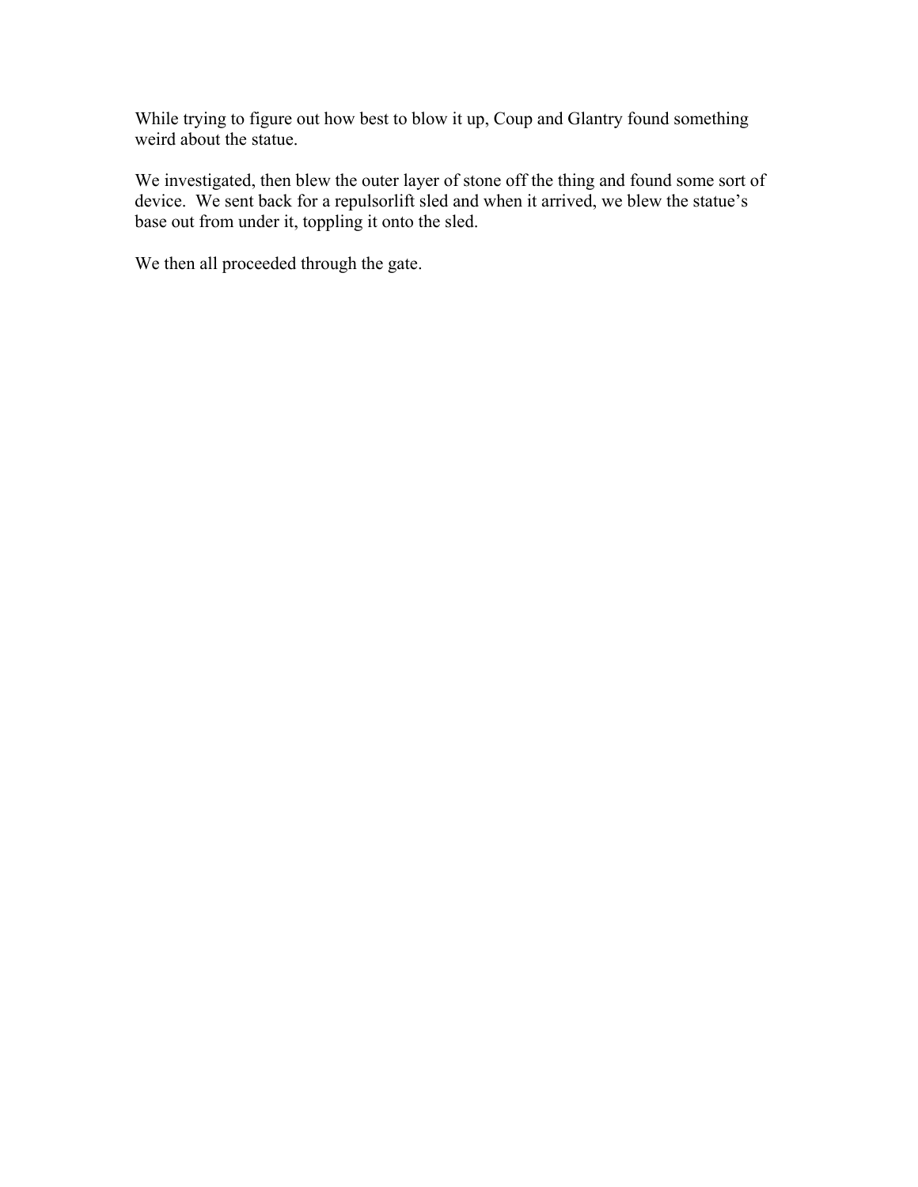While trying to figure out how best to blow it up, Coup and Glantry found something weird about the statue.

We investigated, then blew the outer layer of stone off the thing and found some sort of device. We sent back for a repulsorlift sled and when it arrived, we blew the statue's base out from under it, toppling it onto the sled.

We then all proceeded through the gate.